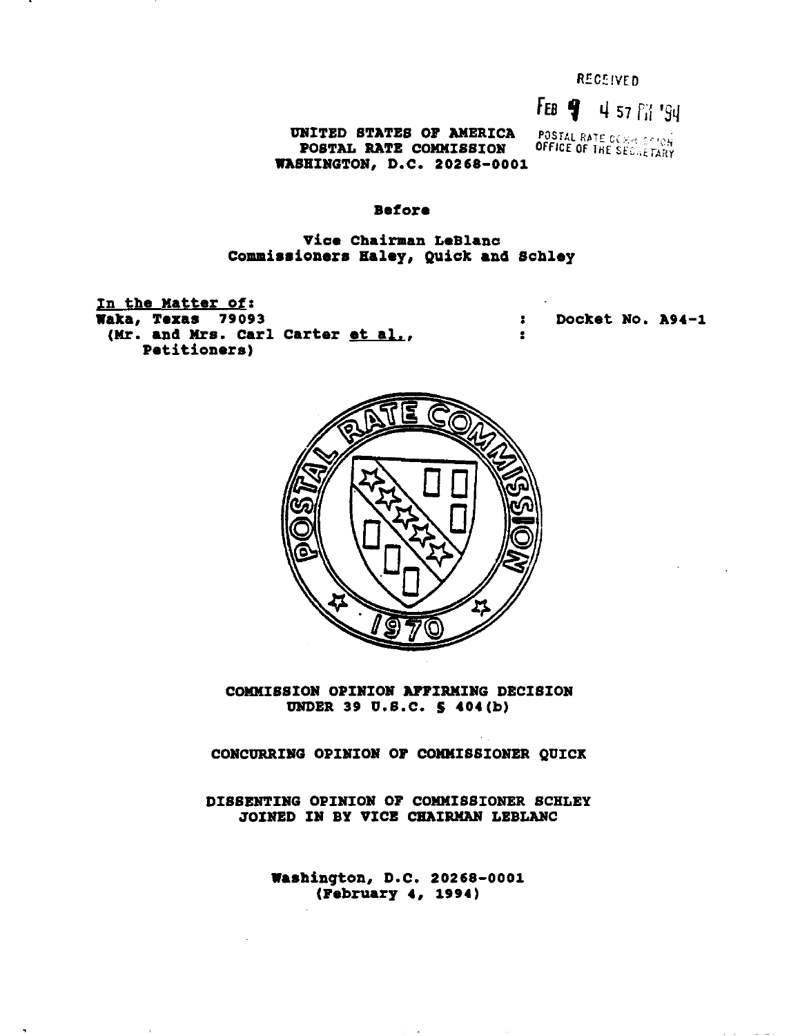RECEIVED

FEB 9 4 57 PM '94

POSTAL RATE COMMISSION
OFFICE OF THE SECRETARY

**UNITED STATES OF AMERICA**
**POSTAL RATE COMMISSION**
**WASHINGTON, D.C. 20268-0001**

**Before**

**Vice Chairman LeBlanc**
**Commissioners Haley, Quick and Schley**

**In the Matter of:**
**Waka, Texas 79093**
**(Mr. and Mrs. Carl Carter et al., Petitioners)**

**Docket No. A94-1**

**COMMISSION OPINION AFFIRMING DECISION UNDER 39 U.S.C. § 404(b)**

**CONCURRING OPINION OF COMMISSIONER QUICK**

**DISSENTING OPINION OF COMMISSIONER SCHLEY JOINED IN BY VICE CHAIRMAN LEBLANC**

**Washington, D.C. 20268-0001**
**(February 4, 1994)**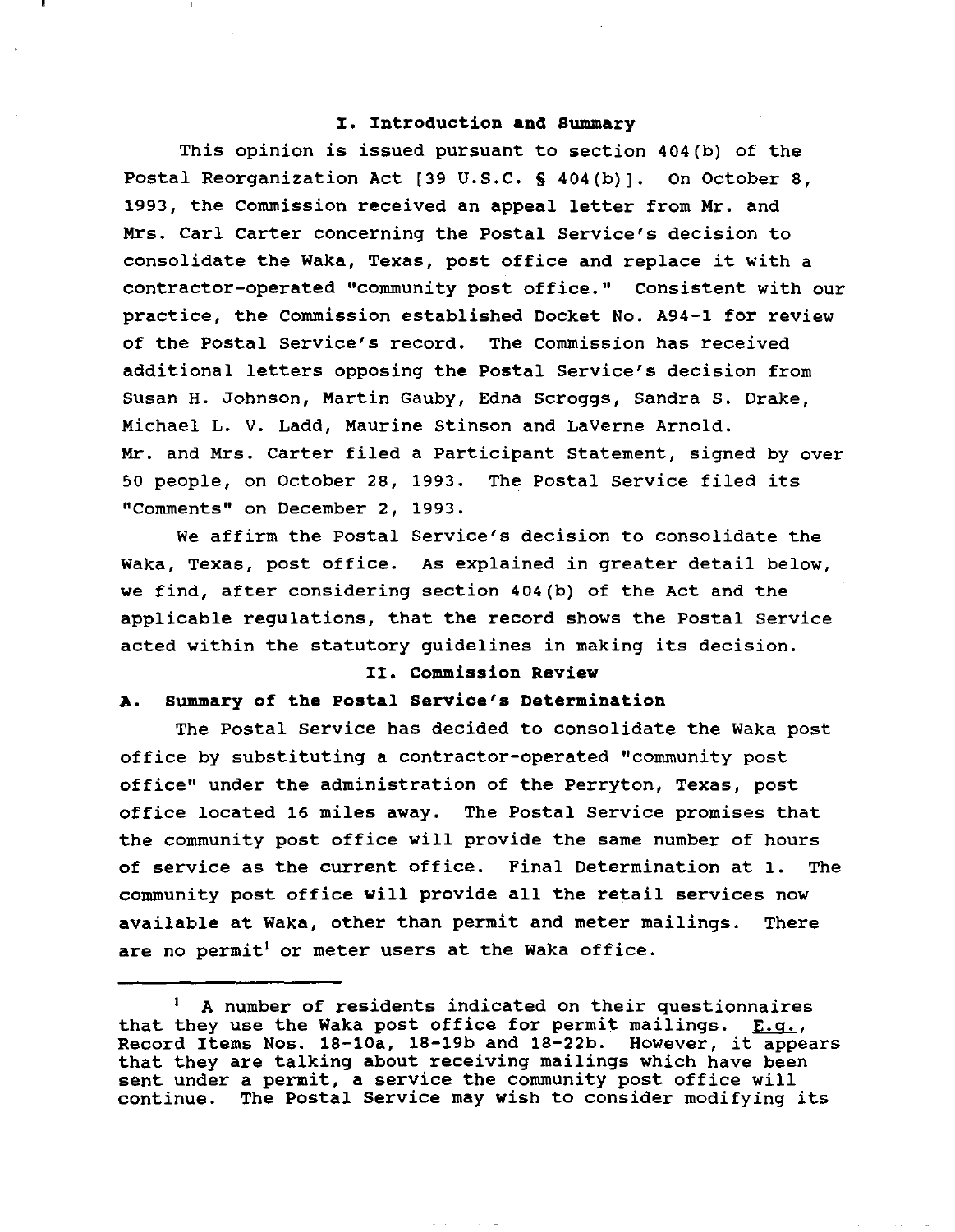## I. Introduction and Summary

This opinion is issued pursuant to section 404(b) of the Postal Reorganization Act [39 U.S.C. § 404(b)]. On October 8, 1993, the Commission received an appeal letter from Mr. and Mrs. Carl Carter concerning the Postal Service's decision to consolidate the Waka, Texas, post office and replace it with a contractor-operated "community post office." Consistent with our practice, the Commission established Docket No. A94-1 for review of the Postal Service's record. The Commission has received additional letters opposing the Postal Service's decision from Susan H. Johnson, Martin Gauby, Edna Scroggs, Sandra S. Drake, Michael L. V. Ladd, Maurine Stinson and LaVerne Arnold. Mr. and Mrs. Carter filed a Participant Statement, signed by over 50 people, on October 28, 1993. The Postal Service filed its "Comments" on December 2, 1993.

We affirm the Postal Service's decision to consolidate the Waka, Texas, post office. As explained in greater detail below, we find, after considering section 404(b) of the Act and the applicable regulations, that the record shows the Postal Service acted within the statutory guidelines in making its decision.

## II. Commission Review

### A. Summary of the Postal Service's Determination

The Postal Service has decided to consolidate the Waka post office by substituting a contractor-operated "community post office" under the administration of the Perryton, Texas, post office located 16 miles away. The Postal Service promises that the community post office will provide the same number of hours of service as the current office. Final Determination at 1. The community post office will provide all the retail services now available at Waka, other than permit and meter mailings. There are no permit[1] or meter users at the Waka office.

---

[1] A number of residents indicated on their questionnaires that they use the Waka post office for permit mailings. *E.g.*, Record Items Nos. 18-10a, 18-19b and 18-22b. However, it appears that they are talking about receiving mailings which have been sent under a permit, a service the community post office will continue. The Postal Service may wish to consider modifying its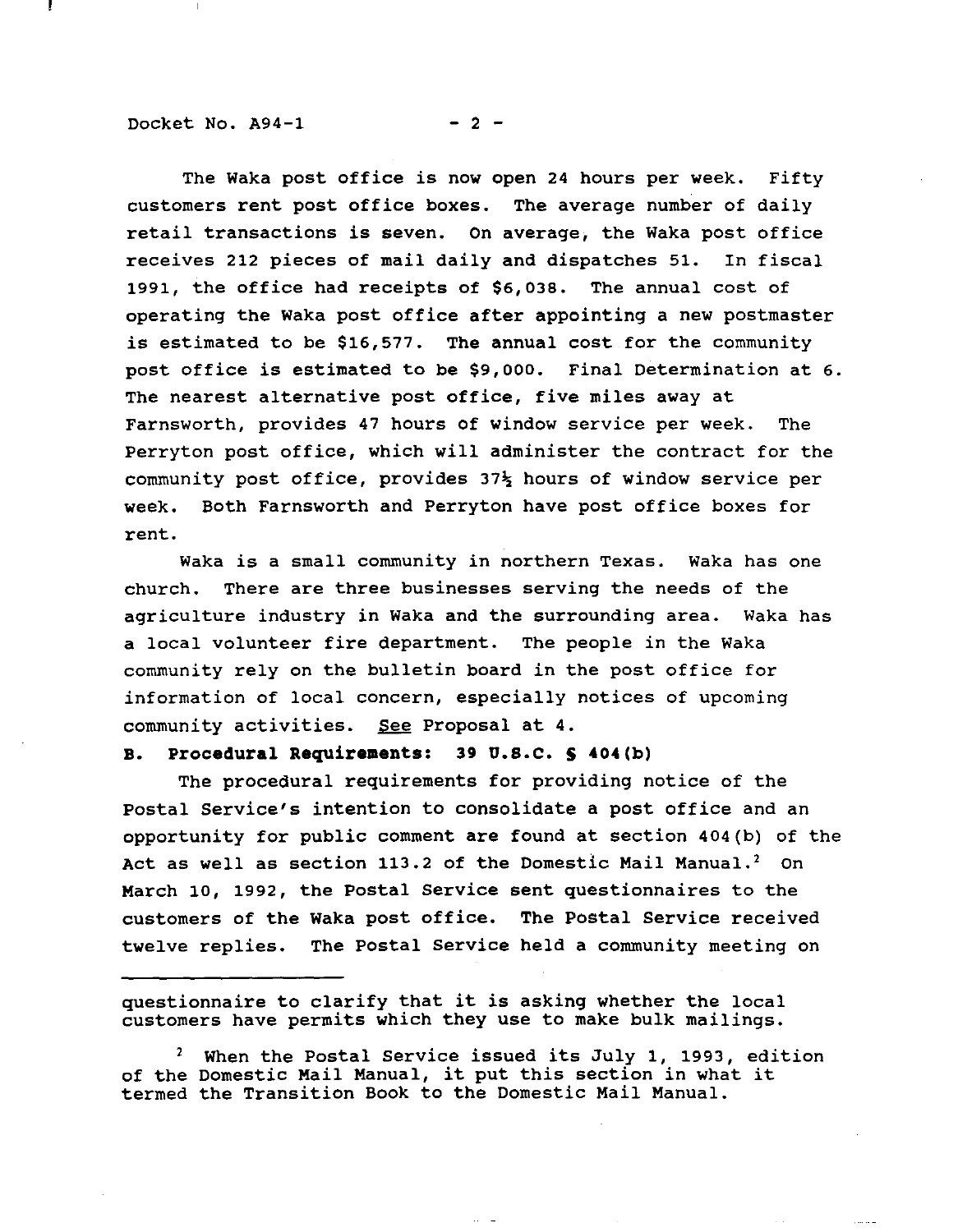The Waka post office is now open 24 hours per week. Fifty customers rent post office boxes. The average number of daily retail transactions is seven. On average, the Waka post office receives 212 pieces of mail daily and dispatches 51. In fiscal 1991, the office had receipts of $6,038. The annual cost of operating the Waka post office after appointing a new postmaster is estimated to be $16,577. The annual cost for the community post office is estimated to be $9,000. Final Determination at 6. The nearest alternative post office, five miles away at Farnsworth, provides 47 hours of window service per week. The Perryton post office, which will administer the contract for the community post office, provides 37½ hours of window service per week. Both Farnsworth and Perryton have post office boxes for rent.

Waka is a small community in northern Texas. Waka has one church. There are three businesses serving the needs of the agriculture industry in Waka and the surrounding area. Waka has a local volunteer fire department. The people in the Waka community rely on the bulletin board in the post office for information of local concern, especially notices of upcoming community activities. See Proposal at 4.

**B. Procedural Requirements: 39 U.S.C. § 404(b)**

The procedural requirements for providing notice of the Postal Service's intention to consolidate a post office and an opportunity for public comment are found at section 404(b) of the Act as well as section 113.2 of the Domestic Mail Manual.[2] On March 10, 1992, the Postal Service sent questionnaires to the customers of the Waka post office. The Postal Service received twelve replies. The Postal Service held a community meeting on

---

questionnaire to clarify that it is asking whether the local customers have permits which they use to make bulk mailings.

[2] When the Postal Service issued its July 1, 1993, edition of the Domestic Mail Manual, it put this section in what it termed the Transition Book to the Domestic Mail Manual.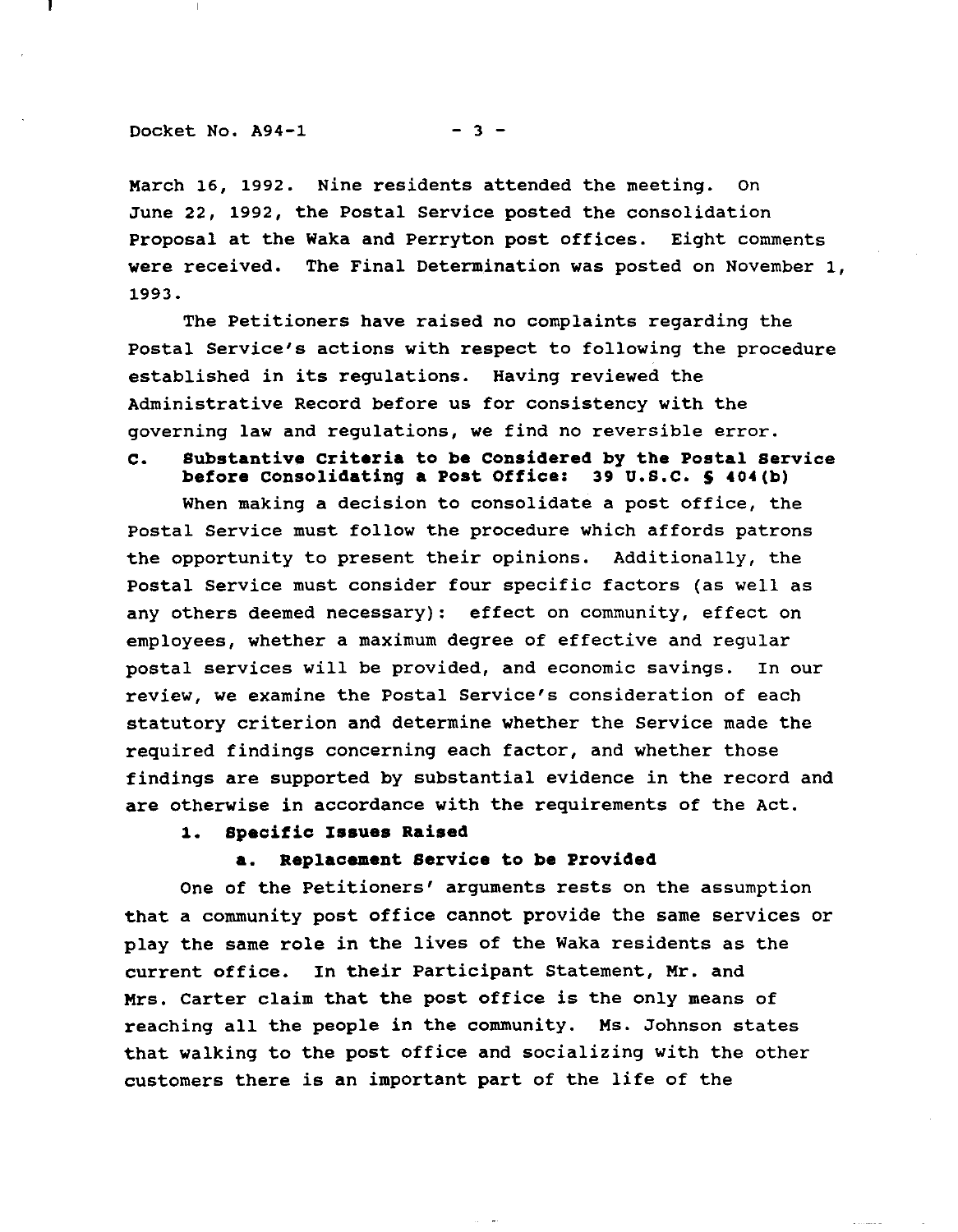March 16, 1992. Nine residents attended the meeting. On June 22, 1992, the Postal Service posted the consolidation Proposal at the Waka and Perryton post offices. Eight comments were received. The Final Determination was posted on November 1, 1993.

The Petitioners have raised no complaints regarding the Postal Service's actions with respect to following the procedure established in its regulations. Having reviewed the Administrative Record before us for consistency with the governing law and regulations, we find no reversible error.

### C. Substantive Criteria to be Considered by the Postal Service before Consolidating a Post Office: 39 U.S.C. § 404(b)

When making a decision to consolidate a post office, the Postal Service must follow the procedure which affords patrons the opportunity to present their opinions. Additionally, the Postal Service must consider four specific factors (as well as any others deemed necessary): effect on community, effect on employees, whether a maximum degree of effective and regular postal services will be provided, and economic savings. In our review, we examine the Postal Service's consideration of each statutory criterion and determine whether the Service made the required findings concerning each factor, and whether those findings are supported by substantial evidence in the record and are otherwise in accordance with the requirements of the Act.

#### 1. Specific Issues Raised

##### a. Replacement Service to be Provided

One of the Petitioners' arguments rests on the assumption that a community post office cannot provide the same services or play the same role in the lives of the Waka residents as the current office. In their Participant Statement, Mr. and Mrs. Carter claim that the post office is the only means of reaching all the people in the community. Ms. Johnson states that walking to the post office and socializing with the other customers there is an important part of the life of the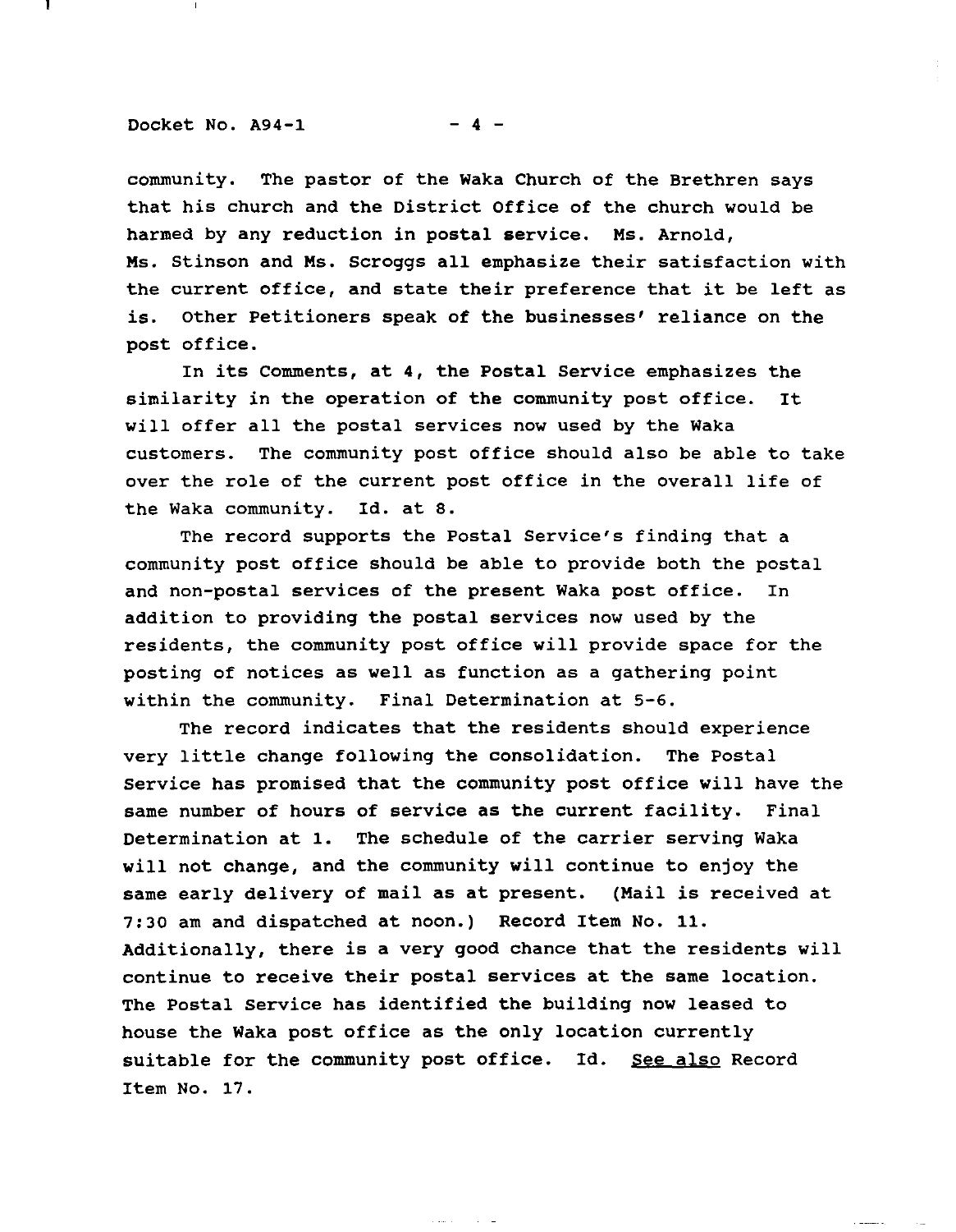community. The pastor of the Waka Church of the Brethren says that his church and the District Office of the church would be harmed by any reduction in postal service. Ms. Arnold, Ms. Stinson and Ms. Scroggs all emphasize their satisfaction with the current office, and state their preference that it be left as is. Other Petitioners speak of the businesses' reliance on the post office.

In its Comments, at 4, the Postal Service emphasizes the similarity in the operation of the community post office. It will offer all the postal services now used by the Waka customers. The community post office should also be able to take over the role of the current post office in the overall life of the Waka community. Id. at 8.

The record supports the Postal Service's finding that a community post office should be able to provide both the postal and non-postal services of the present Waka post office. In addition to providing the postal services now used by the residents, the community post office will provide space for the posting of notices as well as function as a gathering point within the community. Final Determination at 5-6.

The record indicates that the residents should experience very little change following the consolidation. The Postal Service has promised that the community post office will have the same number of hours of service as the current facility. Final Determination at 1. The schedule of the carrier serving Waka will not change, and the community will continue to enjoy the same early delivery of mail as at present. (Mail is received at 7:30 am and dispatched at noon.) Record Item No. 11. Additionally, there is a very good chance that the residents will continue to receive their postal services at the same location. The Postal Service has identified the building now leased to house the Waka post office as the only location currently suitable for the community post office. Id. See also Record Item No. 17.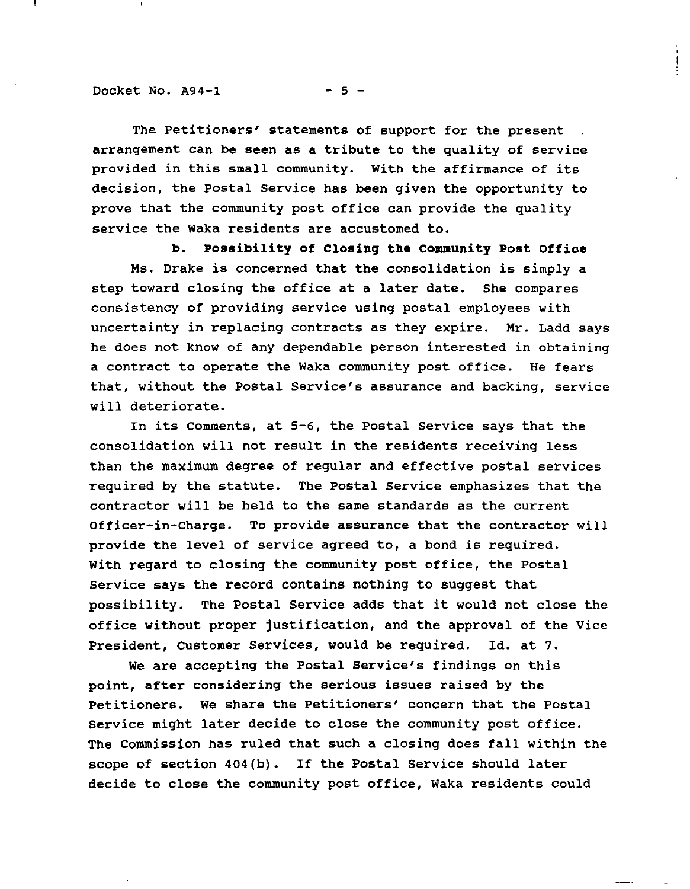The Petitioners' statements of support for the present arrangement can be seen as a tribute to the quality of service provided in this small community. With the affirmance of its decision, the Postal Service has been given the opportunity to prove that the community post office can provide the quality service the Waka residents are accustomed to.

### b. Possibility of Closing the Community Post Office

Ms. Drake is concerned that the consolidation is simply a step toward closing the office at a later date. She compares consistency of providing service using postal employees with uncertainty in replacing contracts as they expire. Mr. Ladd says he does not know of any dependable person interested in obtaining a contract to operate the Waka community post office. He fears that, without the Postal Service's assurance and backing, service will deteriorate.

In its Comments, at 5-6, the Postal Service says that the consolidation will not result in the residents receiving less than the maximum degree of regular and effective postal services required by the statute. The Postal Service emphasizes that the contractor will be held to the same standards as the current Officer-in-Charge. To provide assurance that the contractor will provide the level of service agreed to, a bond is required. With regard to closing the community post office, the Postal Service says the record contains nothing to suggest that possibility. The Postal Service adds that it would not close the office without proper justification, and the approval of the Vice President, Customer Services, would be required. Id. at 7.

We are accepting the Postal Service's findings on this point, after considering the serious issues raised by the Petitioners. We share the Petitioners' concern that the Postal Service might later decide to close the community post office. The Commission has ruled that such a closing does fall within the scope of section 404(b). If the Postal Service should later decide to close the community post office, Waka residents could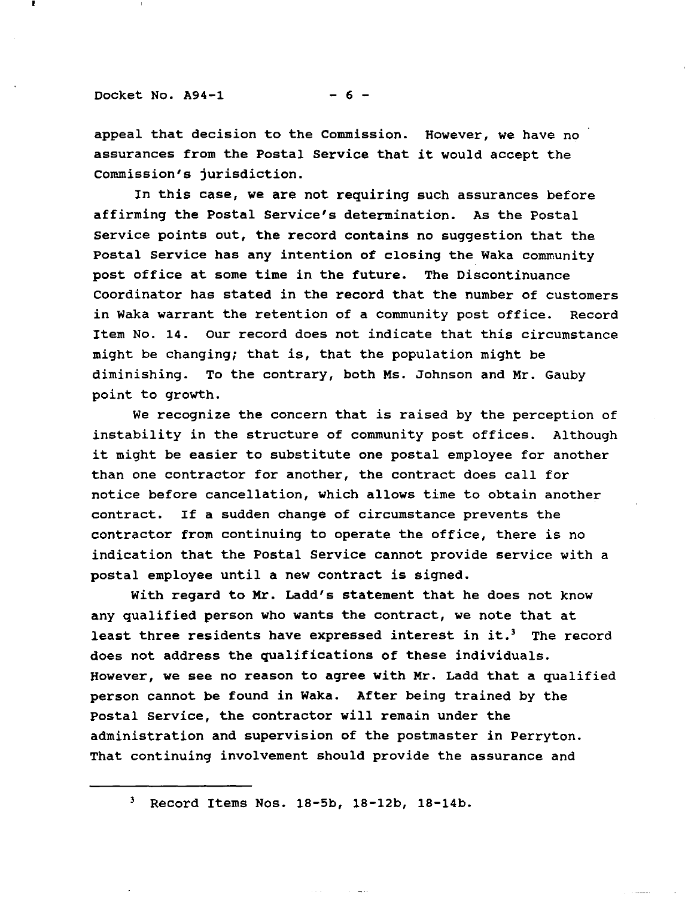appeal that decision to the Commission. However, we have no assurances from the Postal Service that it would accept the Commission's jurisdiction.

In this case, we are not requiring such assurances before affirming the Postal Service's determination. As the Postal Service points out, the record contains no suggestion that the Postal Service has any intention of closing the Waka community post office at some time in the future. The Discontinuance Coordinator has stated in the record that the number of customers in Waka warrant the retention of a community post office. Record Item No. 14. Our record does not indicate that this circumstance might be changing; that is, that the population might be diminishing. To the contrary, both Ms. Johnson and Mr. Gauby point to growth.

We recognize the concern that is raised by the perception of instability in the structure of community post offices. Although it might be easier to substitute one postal employee for another than one contractor for another, the contract does call for notice before cancellation, which allows time to obtain another contract. If a sudden change of circumstance prevents the contractor from continuing to operate the office, there is no indication that the Postal Service cannot provide service with a postal employee until a new contract is signed.

With regard to Mr. Ladd's statement that he does not know any qualified person who wants the contract, we note that at least three residents have expressed interest in it.[3] The record does not address the qualifications of these individuals. However, we see no reason to agree with Mr. Ladd that a qualified person cannot be found in Waka. After being trained by the Postal Service, the contractor will remain under the administration and supervision of the postmaster in Perryton. That continuing involvement should provide the assurance and

---

[3] Record Items Nos. 18-5b, 18-12b, 18-14b.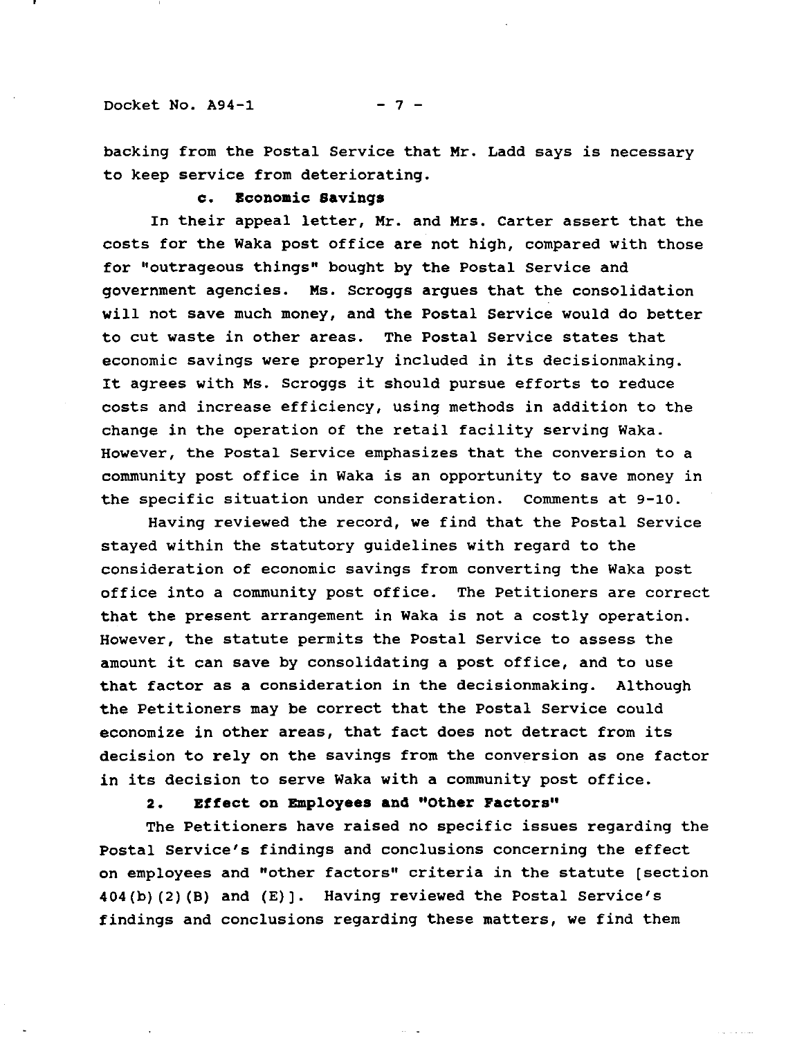backing from the Postal Service that Mr. Ladd says is necessary to keep service from deteriorating.

**c. Economic Savings**

In their appeal letter, Mr. and Mrs. Carter assert that the costs for the Waka post office are not high, compared with those for "outrageous things" bought by the Postal Service and government agencies. Ms. Scroggs argues that the consolidation will not save much money, and the Postal Service would do better to cut waste in other areas. The Postal Service states that economic savings were properly included in its decisionmaking. It agrees with Ms. Scroggs it should pursue efforts to reduce costs and increase efficiency, using methods in addition to the change in the operation of the retail facility serving Waka. However, the Postal Service emphasizes that the conversion to a community post office in Waka is an opportunity to save money in the specific situation under consideration. Comments at 9-10.

Having reviewed the record, we find that the Postal Service stayed within the statutory guidelines with regard to the consideration of economic savings from converting the Waka post office into a community post office. The Petitioners are correct that the present arrangement in Waka is not a costly operation. However, the statute permits the Postal Service to assess the amount it can save by consolidating a post office, and to use that factor as a consideration in the decisionmaking. Although the Petitioners may be correct that the Postal Service could economize in other areas, that fact does not detract from its decision to rely on the savings from the conversion as one factor in its decision to serve Waka with a community post office.

**2. Effect on Employees and "Other Factors"**

The Petitioners have raised no specific issues regarding the Postal Service's findings and conclusions concerning the effect on employees and "other factors" criteria in the statute [section 404(b)(2)(B) and (E)]. Having reviewed the Postal Service's findings and conclusions regarding these matters, we find them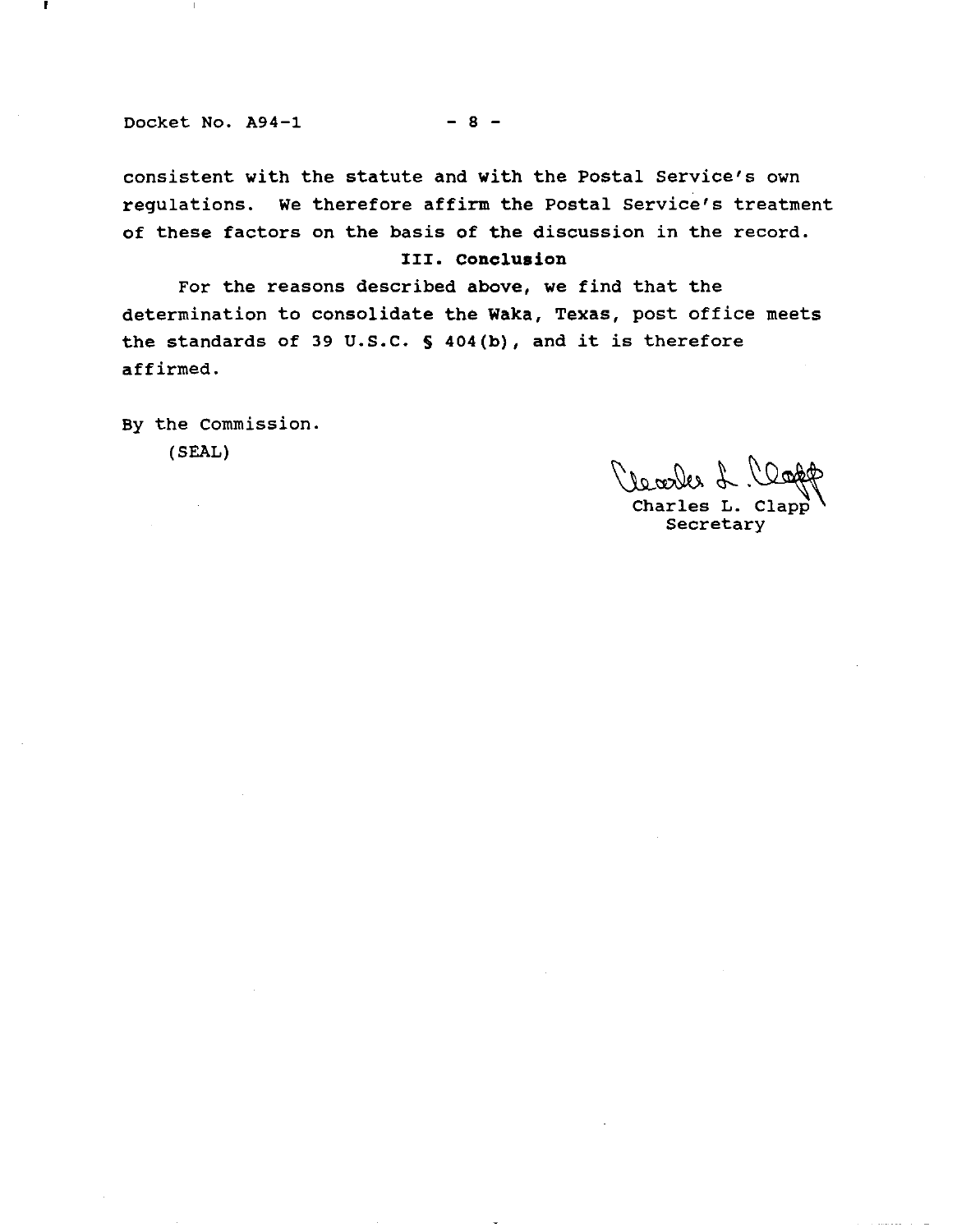consistent with the statute and with the Postal Service's own regulations. We therefore affirm the Postal Service's treatment of these factors on the basis of the discussion in the record.

## III. Conclusion

For the reasons described above, we find that the determination to consolidate the Waka, Texas, post office meets the standards of 39 U.S.C. § 404(b), and it is therefore affirmed.

By the Commission.

(SEAL)

Charles L. Clapp
Secretary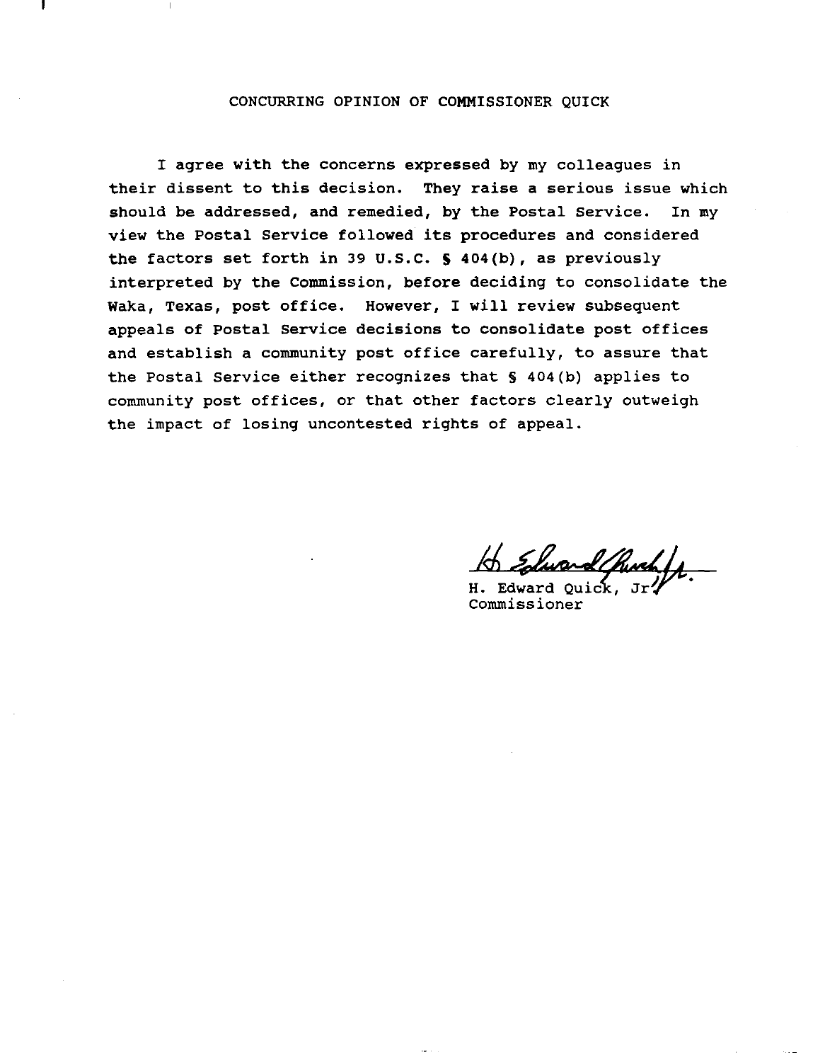## CONCURRING OPINION OF COMMISSIONER QUICK

I agree with the concerns expressed by my colleagues in their dissent to this decision. They raise a serious issue which should be addressed, and remedied, by the Postal Service. In my view the Postal Service followed its procedures and considered the factors set forth in 39 U.S.C. § 404(b), as previously interpreted by the Commission, before deciding to consolidate the Waka, Texas, post office. However, I will review subsequent appeals of Postal Service decisions to consolidate post offices and establish a community post office carefully, to assure that the Postal Service either recognizes that § 404(b) applies to community post offices, or that other factors clearly outweigh the impact of losing uncontested rights of appeal.

H. Edward Quick, Jr.
Commissioner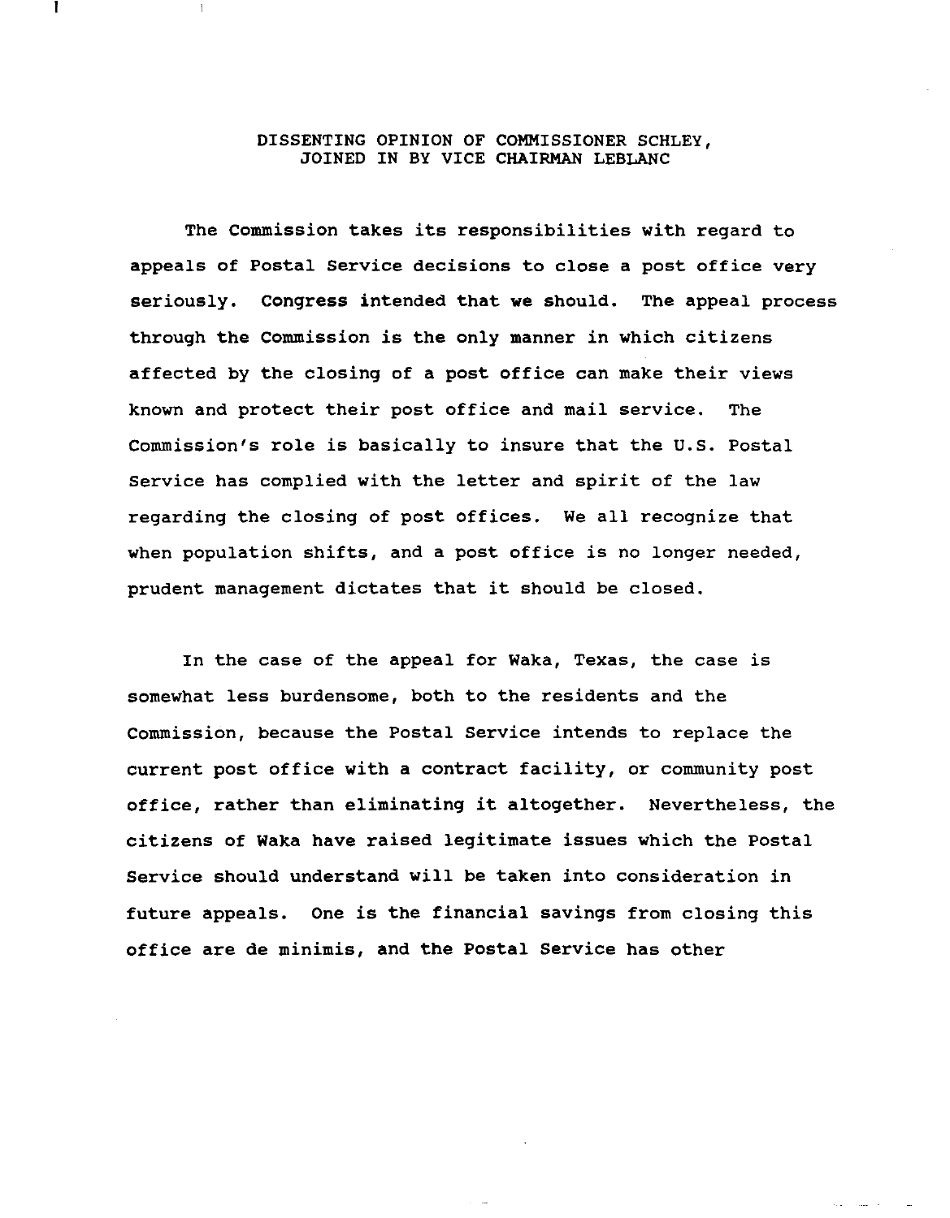## DISSENTING OPINION OF COMMISSIONER SCHLEY, JOINED IN BY VICE CHAIRMAN LEBLANC

The Commission takes its responsibilities with regard to appeals of Postal Service decisions to close a post office very seriously. Congress intended that we should. The appeal process through the Commission is the only manner in which citizens affected by the closing of a post office can make their views known and protect their post office and mail service. The Commission's role is basically to insure that the U.S. Postal Service has complied with the letter and spirit of the law regarding the closing of post offices. We all recognize that when population shifts, and a post office is no longer needed, prudent management dictates that it should be closed.

In the case of the appeal for Waka, Texas, the case is somewhat less burdensome, both to the residents and the Commission, because the Postal Service intends to replace the current post office with a contract facility, or community post office, rather than eliminating it altogether. Nevertheless, the citizens of Waka have raised legitimate issues which the Postal Service should understand will be taken into consideration in future appeals. One is the financial savings from closing this office are de minimis, and the Postal Service has other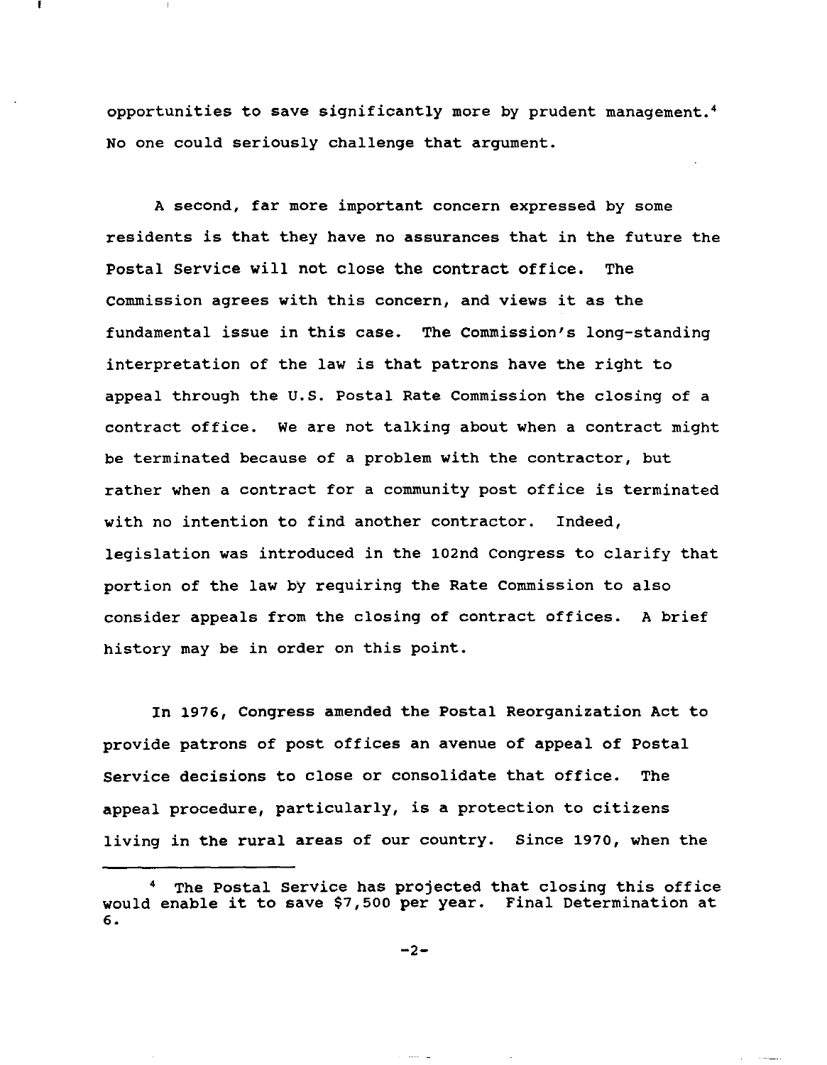opportunities to save significantly more by prudent management.[4] No one could seriously challenge that argument.

A second, far more important concern expressed by some residents is that they have no assurances that in the future the Postal Service will not close the contract office. The Commission agrees with this concern, and views it as the fundamental issue in this case. The Commission's long-standing interpretation of the law is that patrons have the right to appeal through the U.S. Postal Rate Commission the closing of a contract office. We are not talking about when a contract might be terminated because of a problem with the contractor, but rather when a contract for a community post office is terminated with no intention to find another contractor. Indeed, legislation was introduced in the 102nd Congress to clarify that portion of the law by requiring the Rate Commission to also consider appeals from the closing of contract offices. A brief history may be in order on this point.

In 1976, Congress amended the Postal Reorganization Act to provide patrons of post offices an avenue of appeal of Postal Service decisions to close or consolidate that office. The appeal procedure, particularly, is a protection to citizens living in the rural areas of our country. Since 1970, when the

[4] The Postal Service has projected that closing this office would enable it to save $7,500 per year. Final Determination at 6.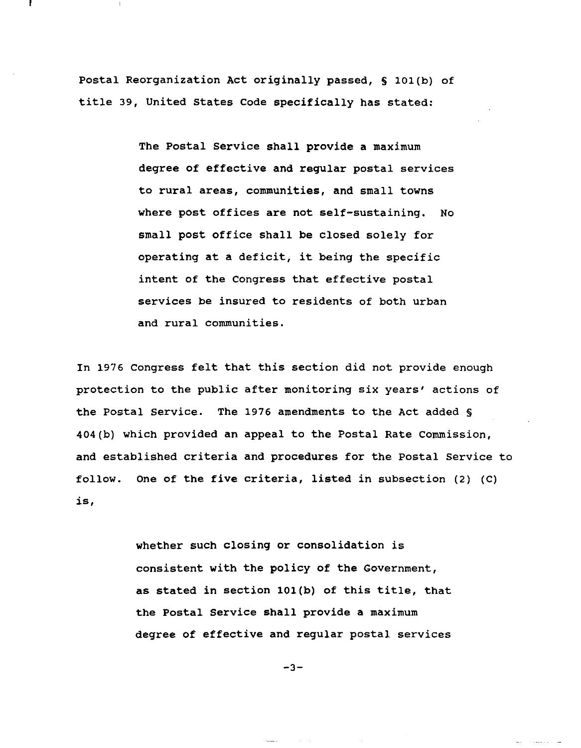Postal Reorganization Act originally passed, § 101(b) of title 39, United States Code specifically has stated:

> The Postal Service shall provide a maximum degree of effective and regular postal services to rural areas, communities, and small towns where post offices are not self-sustaining. No small post office shall be closed solely for operating at a deficit, it being the specific intent of the Congress that effective postal services be insured to residents of both urban and rural communities.

In 1976 Congress felt that this section did not provide enough protection to the public after monitoring six years' actions of the Postal Service. The 1976 amendments to the Act added § 404(b) which provided an appeal to the Postal Rate Commission, and established criteria and procedures for the Postal Service to follow. One of the five criteria, listed in subsection (2) (C) is,

> whether such closing or consolidation is consistent with the policy of the Government, as stated in section 101(b) of this title, that the Postal Service shall provide a maximum degree of effective and regular postal services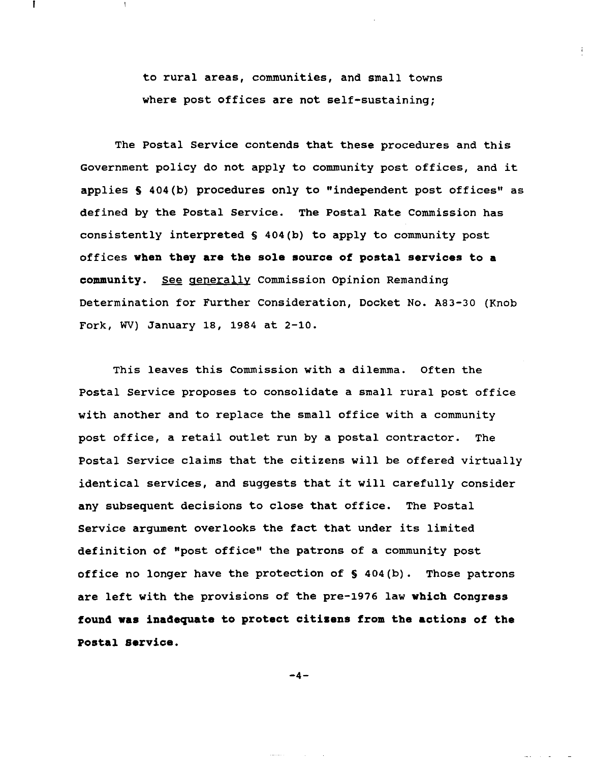to rural areas, communities, and small towns where post offices are not self-sustaining;

The Postal Service contends that these procedures and this Government policy do not apply to community post offices, and it applies § 404(b) procedures only to "independent post offices" as defined by the Postal Service. The Postal Rate Commission has consistently interpreted § 404(b) to apply to community post offices **when they are the sole source of postal services to a community**. _See generally_ Commission Opinion Remanding Determination for Further Consideration, Docket No. A83-30 (Knob Fork, WV) January 18, 1984 at 2-10.

This leaves this Commission with a dilemma. Often the Postal Service proposes to consolidate a small rural post office with another and to replace the small office with a community post office, a retail outlet run by a postal contractor. The Postal Service claims that the citizens will be offered virtually identical services, and suggests that it will carefully consider any subsequent decisions to close that office. The Postal Service argument overlooks the fact that under its limited definition of "post office" the patrons of a community post office no longer have the protection of § 404(b). Those patrons are left with the provisions of the pre-1976 law **which Congress found was inadequate to protect citizens from the actions of the Postal Service.**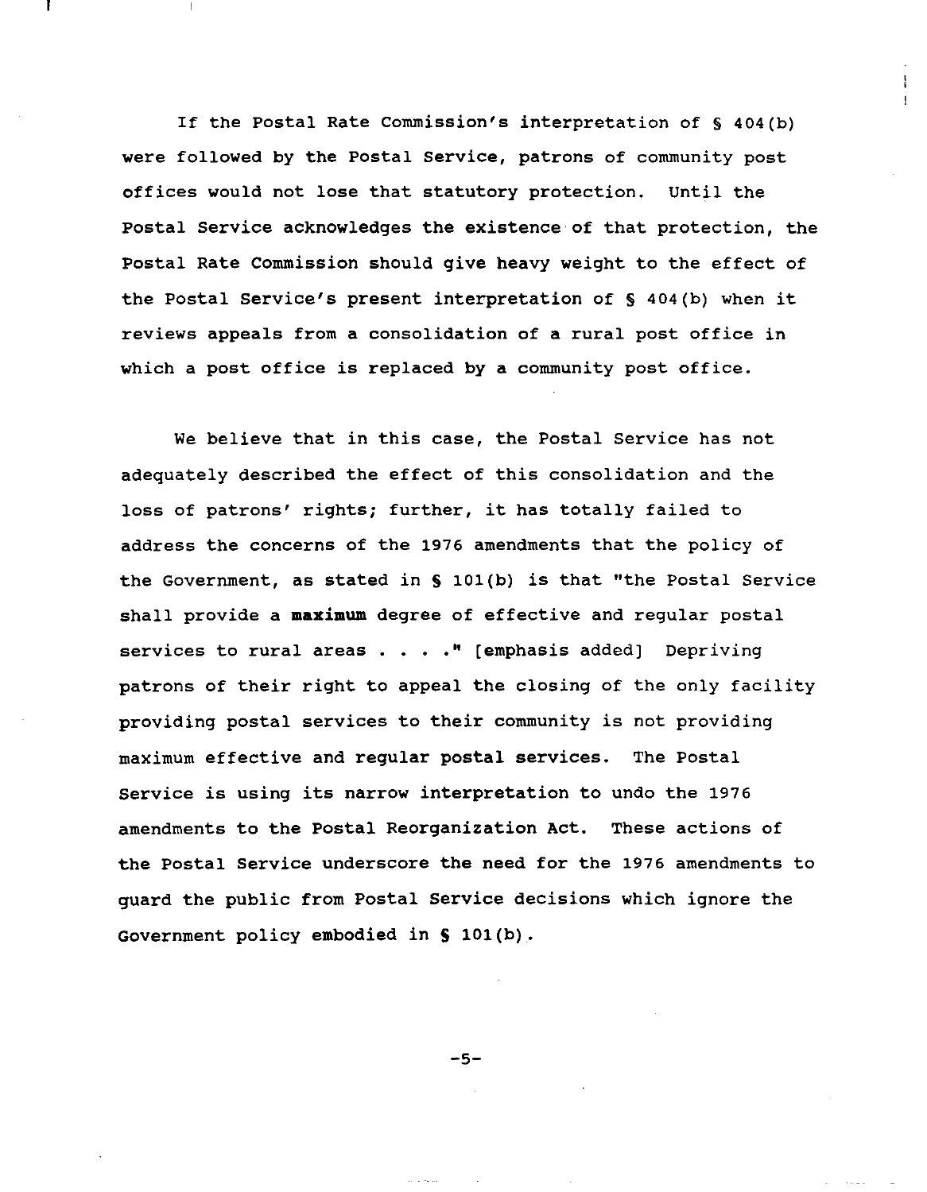If the Postal Rate Commission's interpretation of § 404(b) were followed by the Postal Service, patrons of community post offices would not lose that statutory protection. Until the Postal Service acknowledges the existence of that protection, the Postal Rate Commission should give heavy weight to the effect of the Postal Service's present interpretation of § 404(b) when it reviews appeals from a consolidation of a rural post office in which a post office is replaced by a community post office.

We believe that in this case, the Postal Service has not adequately described the effect of this consolidation and the loss of patrons' rights; further, it has totally failed to address the concerns of the 1976 amendments that the policy of the Government, as stated in § 101(b) is that "the Postal Service shall provide a **maximum** degree of effective and regular postal services to rural areas . . . ." [emphasis added] Depriving patrons of their right to appeal the closing of the only facility providing postal services to their community is not providing maximum effective and regular postal services. The Postal Service is using its narrow interpretation to undo the 1976 amendments to the Postal Reorganization Act. These actions of the Postal Service underscore the need for the 1976 amendments to guard the public from Postal Service decisions which ignore the Government policy embodied in § 101(b).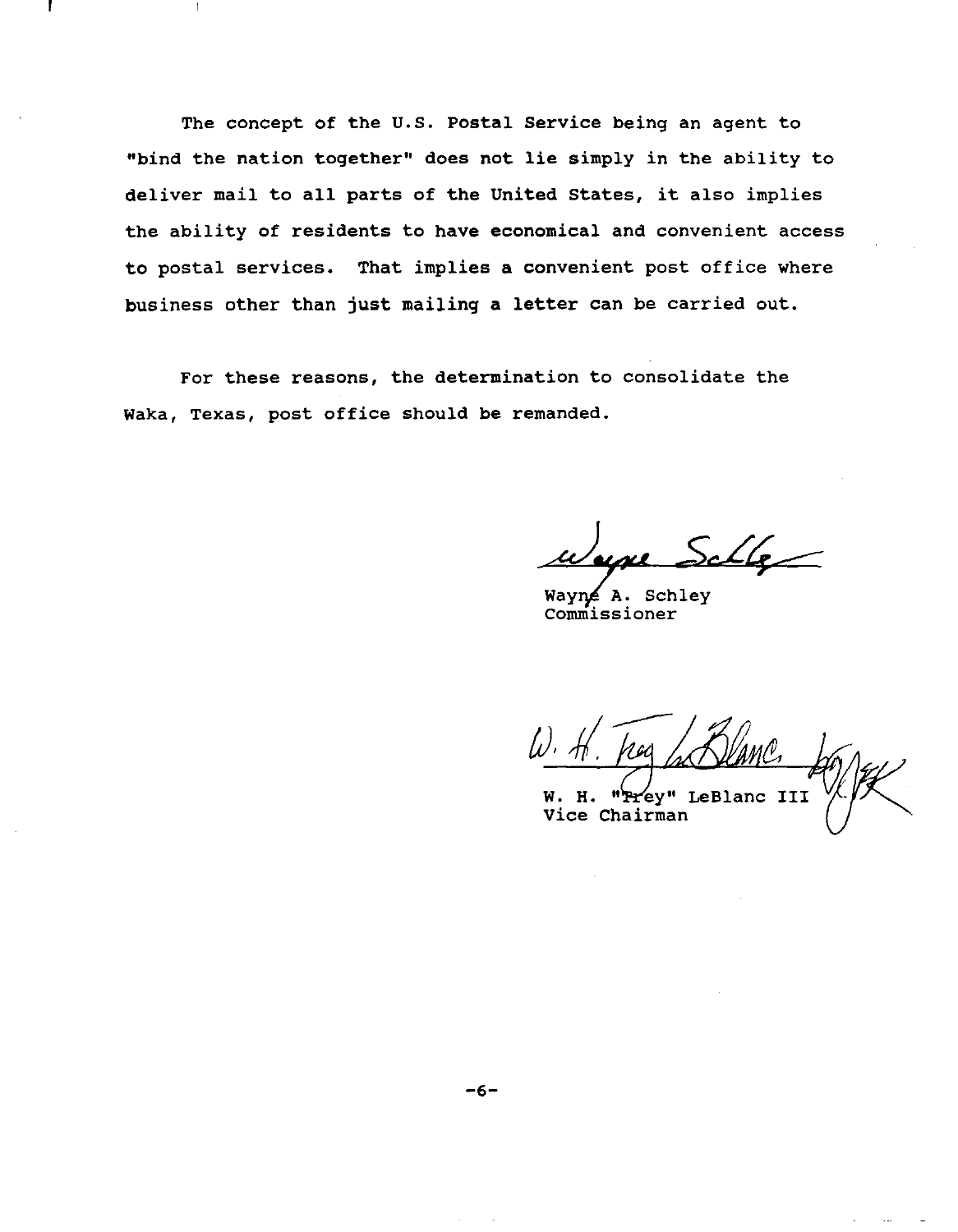The concept of the U.S. Postal Service being an agent to "bind the nation together" does not lie simply in the ability to deliver mail to all parts of the United States, it also implies the ability of residents to have economical and convenient access to postal services. That implies a convenient post office where business other than just mailing a letter can be carried out.

For these reasons, the determination to consolidate the Waka, Texas, post office should be remanded.

Wayne A. Schley
Commissioner

W. H. "Trey" LeBlanc III
Vice Chairman